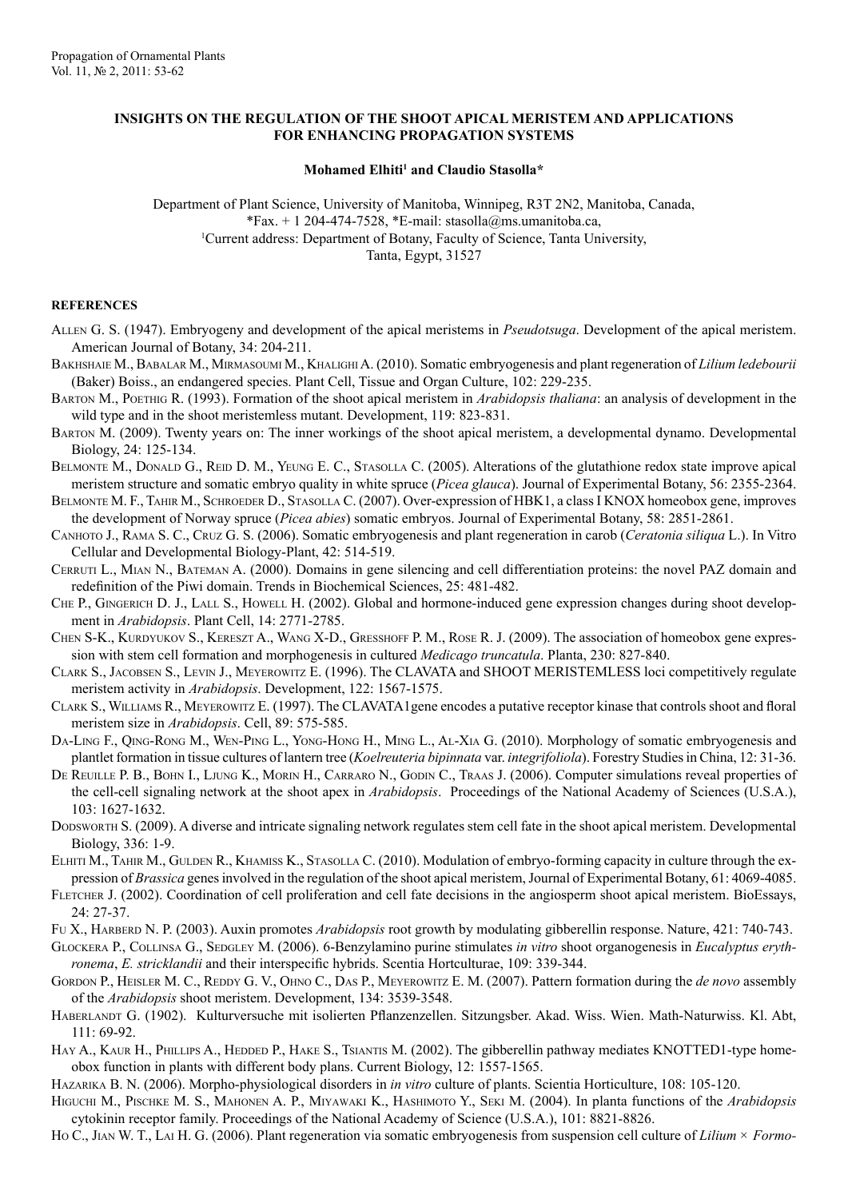# INSIGHTS ON THE REGULATION OF THE SHOOT APICAL MERISTEM AND APPLICATIONS FOR ENHANCING PROPAGATION SYSTEMS

**Mohamed Elhiti[1] and Claudio Stasolla***

Department of Plant Science, University of Manitoba, Winnipeg, R3T 2N2, Manitoba, Canada,
*Fax. + 1 204-474-7528, *E-mail: stasolla@ms.umanitoba.ca,
[1]Current address: Department of Botany, Faculty of Science, Tanta University,
Tanta, Egypt, 31527

## REFERENCES

Allen G. S. (1947). Embryogeny and development of the apical meristems in *Pseudotsuga*. Development of the apical meristem. American Journal of Botany, 34: 204-211.

Bakhshaie M., Babalar M., Mirmasoumi M., Khalighi A. (2010). Somatic embryogenesis and plant regeneration of *Lilium ledebourii* (Baker) Boiss., an endangered species. Plant Cell, Tissue and Organ Culture, 102: 229-235.

Barton M., Poethig R. (1993). Formation of the shoot apical meristem in *Arabidopsis thaliana*: an analysis of development in the wild type and in the shoot meristemless mutant. Development, 119: 823-831.

Barton M. (2009). Twenty years on: The inner workings of the shoot apical meristem, a developmental dynamo. Developmental Biology, 24: 125-134.

Belmonte M., Donald G., Reid D. M., Yeung E. C., Stasolla C. (2005). Alterations of the glutathione redox state improve apical meristem structure and somatic embryo quality in white spruce (*Picea glauca*). Journal of Experimental Botany, 56: 2355-2364.

Belmonte M. F., Tahir M., Schroeder D., Stasolla C. (2007). Over-expression of HBK1, a class I KNOX homeobox gene, improves the development of Norway spruce (*Picea abies*) somatic embryos. Journal of Experimental Botany, 58: 2851-2861.

Canhoto J., Rama S. C., Cruz G. S. (2006). Somatic embryogenesis and plant regeneration in carob (*Ceratonia siliqua* L.). In Vitro Cellular and Developmental Biology-Plant, 42: 514-519.

Cerruti L., Mian N., Bateman A. (2000). Domains in gene silencing and cell differentiation proteins: the novel PAZ domain and redefinition of the Piwi domain. Trends in Biochemical Sciences, 25: 481-482.

Che P., Gingerich D. J., Lall S., Howell H. (2002). Global and hormone-induced gene expression changes during shoot development in *Arabidopsis*. Plant Cell, 14: 2771-2785.

Chen S-K., Kurdyukov S., Kereszt A., Wang X-D., Gresshoff P. M., Rose R. J. (2009). The association of homeobox gene expression with stem cell formation and morphogenesis in cultured *Medicago truncatula*. Planta, 230: 827-840.

Clark S., Jacobsen S., Levin J., Meyerowitz E. (1996). The CLAVATA and SHOOT MERISTEMLESS loci competitively regulate meristem activity in *Arabidopsis*. Development, 122: 1567-1575.

Clark S., Williams R., Meyerowitz E. (1997). The CLAVATA1gene encodes a putative receptor kinase that controls shoot and floral meristem size in *Arabidopsis*. Cell, 89: 575-585.

Da-Ling F., Qing-Rong M., Wen-Ping L., Yong-Hong H., Ming L., Al-Xia G. (2010). Morphology of somatic embryogenesis and plantlet formation in tissue cultures of lantern tree (*Koelreuteria bipinnata* var. *integrifoliola*). Forestry Studies in China, 12: 31-36.

De Reuille P. B., Bohn I., Ljung K., Morin H., Carraro N., Godin C., Traas J. (2006). Computer simulations reveal properties of the cell-cell signaling network at the shoot apex in *Arabidopsis*. Proceedings of the National Academy of Sciences (U.S.A.), 103: 1627-1632.

Dodsworth S. (2009). A diverse and intricate signaling network regulates stem cell fate in the shoot apical meristem. Developmental Biology, 336: 1-9.

Elhiti M., Tahir M., Gulden R., Khamiss K., Stasolla C. (2010). Modulation of embryo-forming capacity in culture through the expression of *Brassica* genes involved in the regulation of the shoot apical meristem, Journal of Experimental Botany, 61: 4069-4085.

Fletcher J. (2002). Coordination of cell proliferation and cell fate decisions in the angiosperm shoot apical meristem. BioEssays, 24: 27-37.

Fu X., Harberd N. P. (2003). Auxin promotes *Arabidopsis* root growth by modulating gibberellin response. Nature, 421: 740-743.

Glockera P., Collinsa G., Sedgley M. (2006). 6-Benzylamino purine stimulates *in vitro* shoot organogenesis in *Eucalyptus erythronema*, *E. stricklandii* and their interspecific hybrids. Scentia Hortculturae, 109: 339-344.

Gordon P., Heisler M. C., Reddy G. V., Ohno C., Das P., Meyerowitz E. M. (2007). Pattern formation during the *de novo* assembly of the *Arabidopsis* shoot meristem. Development, 134: 3539-3548.

Haberlandt G. (1902). Kulturversuche mit isolierten Pflanzenzellen. Sitzungsber. Akad. Wiss. Wien. Math-Naturwiss. Kl. Abt, 111: 69-92.

Hay A., Kaur H., Phillips A., Hedded P., Hake S., Tsiantis M. (2002). The gibberellin pathway mediates KNOTTED1-type homeobox function in plants with different body plans. Current Biology, 12: 1557-1565.

Hazarika B. N. (2006). Morpho-physiological disorders in *in vitro* culture of plants. Scientia Horticulture, 108: 105-120.

Higuchi M., Pischke M. S., Mahonen A. P., Miyawaki K., Hashimoto Y., Seki M. (2004). In planta functions of the *Arabidopsis* cytokinin receptor family. Proceedings of the National Academy of Science (U.S.A.), 101: 8821-8826.

Ho C., Jian W. T., Lai H. G. (2006). Plant regeneration via somatic embryogenesis from suspension cell culture of *Lilium* × *Formo-*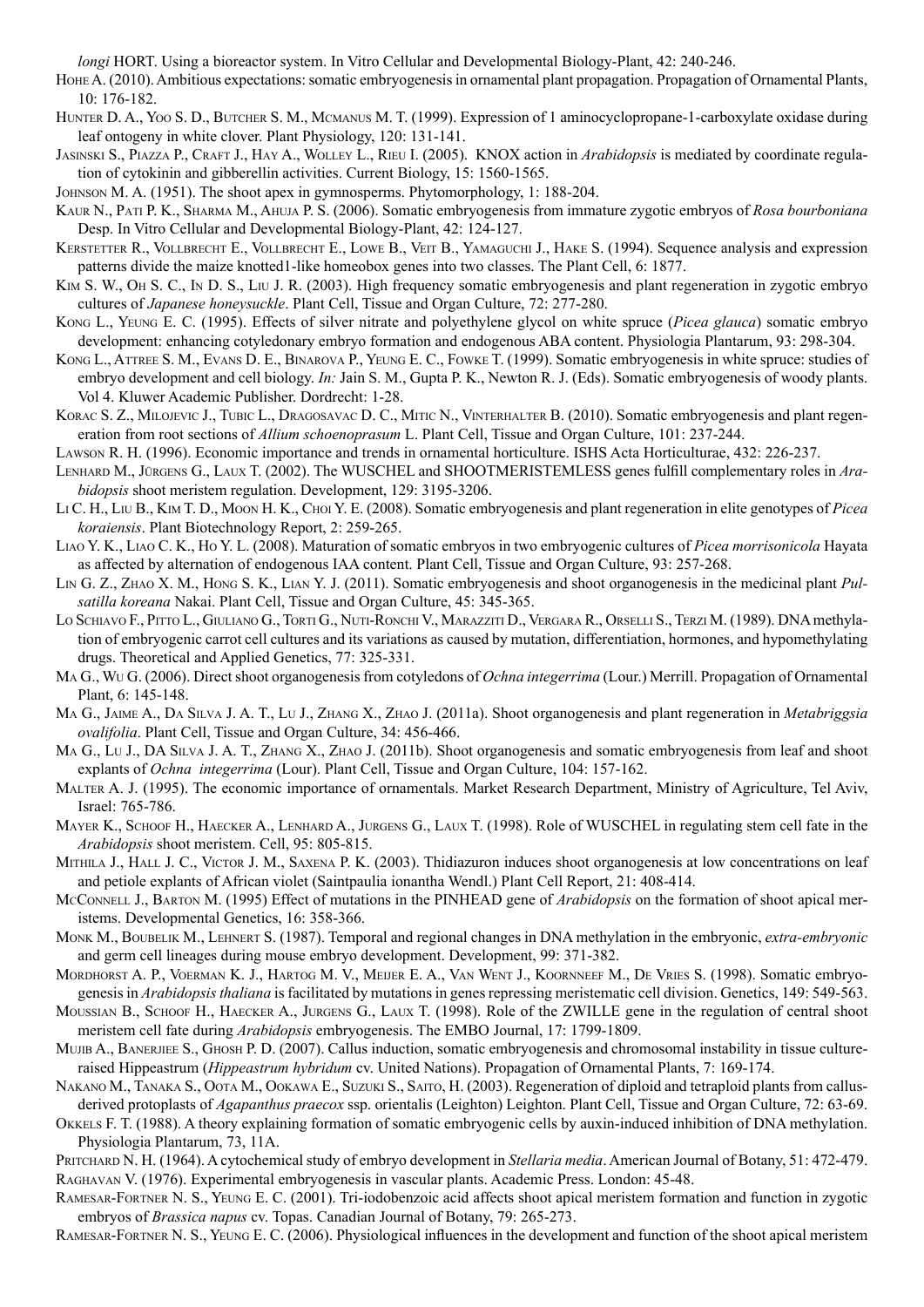*longi* HORT. Using a bioreactor system. In Vitro Cellular and Developmental Biology-Plant, 42: 240-246.

Hohe A. (2010). Ambitious expectations: somatic embryogenesis in ornamental plant propagation. Propagation of Ornamental Plants, 10: 176-182.

Hunter D. A., Yoo S. D., Butcher S. M., Mcmanus M. T. (1999). Expression of 1 aminocyclopropane-1-carboxylate oxidase during leaf ontogeny in white clover. Plant Physiology, 120: 131-141.

Jasinski S., Piazza P., Craft J., Hay A., Wolley L., Rieu I. (2005). KNOX action in *Arabidopsis* is mediated by coordinate regulation of cytokinin and gibberellin activities. Current Biology, 15: 1560-1565.

Johnson M. A. (1951). The shoot apex in gymnosperms. Phytomorphology, 1: 188-204.

Kaur N., Pati P. K., Sharma M., Ahuja P. S. (2006). Somatic embryogenesis from immature zygotic embryos of *Rosa bourboniana* Desp. In Vitro Cellular and Developmental Biology-Plant, 42: 124-127.

Kerstetter R., Vollbrecht E., Vollbrecht E., Lowe B., Veit B., Yamaguchi J., Hake S. (1994). Sequence analysis and expression patterns divide the maize knotted1-like homeobox genes into two classes. The Plant Cell, 6: 1877.

Kim S. W., Oh S. C., In D. S., Liu J. R. (2003). High frequency somatic embryogenesis and plant regeneration in zygotic embryo cultures of *Japanese honeysuckle*. Plant Cell, Tissue and Organ Culture, 72: 277-280.

Kong L., Yeung E. C. (1995). Effects of silver nitrate and polyethylene glycol on white spruce (*Picea glauca*) somatic embryo development: enhancing cotyledonary embryo formation and endogenous ABA content. Physiologia Plantarum, 93: 298-304.

Kong L., Attree S. M., Evans D. E., Binarova P., Yeung E. C., Fowke T. (1999). Somatic embryogenesis in white spruce: studies of embryo development and cell biology. *In:* Jain S. M., Gupta P. K., Newton R. J. (Eds). Somatic embryogenesis of woody plants. Vol 4. Kluwer Academic Publisher. Dordrecht: 1-28.

Korac S. Z., Milojevic J., Tubic L., Dragosavac D. C., Mitic N., Vinterhalter B. (2010). Somatic embryogenesis and plant regeneration from root sections of *Allium schoenoprasum* L. Plant Cell, Tissue and Organ Culture, 101: 237-244.

Lawson R. H. (1996). Economic importance and trends in ornamental horticulture. ISHS Acta Horticulturae, 432: 226-237.

Lenhard M., Jürgens G., Laux T. (2002). The WUSCHEL and SHOOTMERISTEMLESS genes fulfill complementary roles in *Arabidopsis* shoot meristem regulation. Development, 129: 3195-3206.

Li C. H., Liu B., Kim T. D., Moon H. K., Choi Y. E. (2008). Somatic embryogenesis and plant regeneration in elite genotypes of *Picea koraiensis*. Plant Biotechnology Report, 2: 259-265.

Liao Y. K., Liao C. K., Ho Y. L. (2008). Maturation of somatic embryos in two embryogenic cultures of *Picea morrisonicola* Hayata as affected by alternation of endogenous IAA content. Plant Cell, Tissue and Organ Culture, 93: 257-268.

Lin G. Z., Zhao X. M., Hong S. K., Lian Y. J. (2011). Somatic embryogenesis and shoot organogenesis in the medicinal plant *Pulsatilla koreana* Nakai. Plant Cell, Tissue and Organ Culture, 45: 345-365.

Lo Schiavo F., Pitto L., Giuliano G., Torti G., Nuti-Ronchi V., Marazziti D., Vergara R., Orselli S., Terzi M. (1989). DNA methylation of embryogenic carrot cell cultures and its variations as caused by mutation, differentiation, hormones, and hypomethylating drugs. Theoretical and Applied Genetics, 77: 325-331.

Ma G., Wu G. (2006). Direct shoot organogenesis from cotyledons of *Ochna integerrima* (Lour.) Merrill. Propagation of Ornamental Plant, 6: 145-148.

Ma G., Jaime A., Da Silva J. A. T., Lu J., Zhang X., Zhao J. (2011a). Shoot organogenesis and plant regeneration in *Metabriggsia ovalifolia*. Plant Cell, Tissue and Organ Culture, 34: 456-466.

Ma G., Lu J., DA Silva J. A. T., Zhang X., Zhao J. (2011b). Shoot organogenesis and somatic embryogenesis from leaf and shoot explants of *Ochna integerrima* (Lour). Plant Cell, Tissue and Organ Culture, 104: 157-162.

Malter A. J. (1995). The economic importance of ornamentals. Market Research Department, Ministry of Agriculture, Tel Aviv, Israel: 765-786.

Mayer K., Schoof H., Haecker A., Lenhard A., Jurgens G., Laux T. (1998). Role of WUSCHEL in regulating stem cell fate in the *Arabidopsis* shoot meristem. Cell, 95: 805-815.

Mithila J., Hall J. C., Victor J. M., Saxena P. K. (2003). Thidiazuron induces shoot organogenesis at low concentrations on leaf and petiole explants of African violet (Saintpaulia ionantha Wendl.) Plant Cell Report, 21: 408-414.

McConnell J., Barton M. (1995) Effect of mutations in the PINHEAD gene of *Arabidopsis* on the formation of shoot apical meristems. Developmental Genetics, 16: 358-366.

Monk M., Boubelik M., Lehnert S. (1987). Temporal and regional changes in DNA methylation in the embryonic, *extra-embryonic* and germ cell lineages during mouse embryo development. Development, 99: 371-382.

Mordhorst A. P., Voerman K. J., Hartog M. V., Meijer E. A., Van Went J., Koornneef M., De Vries S. (1998). Somatic embryogenesis in *Arabidopsis thaliana* is facilitated by mutations in genes repressing meristematic cell division. Genetics, 149: 549-563.

Moussian B., Schoof H., Haecker A., Jurgens G., Laux T. (1998). Role of the ZWILLE gene in the regulation of central shoot meristem cell fate during *Arabidopsis* embryogenesis. The EMBO Journal, 17: 1799-1809.

Mujib A., Banerjiee S., Ghosh P. D. (2007). Callus induction, somatic embryogenesis and chromosomal instability in tissue culture-raised Hippeastrum (*Hippeastrum hybridum* cv. United Nations). Propagation of Ornamental Plants, 7: 169-174.

Nakano M., Tanaka S., Oota M., Ookawa E., Suzuki S., Saito, H. (2003). Regeneration of diploid and tetraploid plants from callus-derived protoplasts of *Agapanthus praecox* ssp. orientalis (Leighton) Leighton. Plant Cell, Tissue and Organ Culture, 72: 63-69.

Okkels F. T. (1988). A theory explaining formation of somatic embryogenic cells by auxin-induced inhibition of DNA methylation. Physiologia Plantarum, 73, 11A.

Pritchard N. H. (1964). A cytochemical study of embryo development in *Stellaria media*. American Journal of Botany, 51: 472-479.

Raghavan V. (1976). Experimental embryogenesis in vascular plants. Academic Press. London: 45-48.

Ramesar-Fortner N. S., Yeung E. C. (2001). Tri-iodobenzoic acid affects shoot apical meristem formation and function in zygotic embryos of *Brassica napus* cv. Topas. Canadian Journal of Botany, 79: 265-273.

Ramesar-Fortner N. S., Yeung E. C. (2006). Physiological influences in the development and function of the shoot apical meristem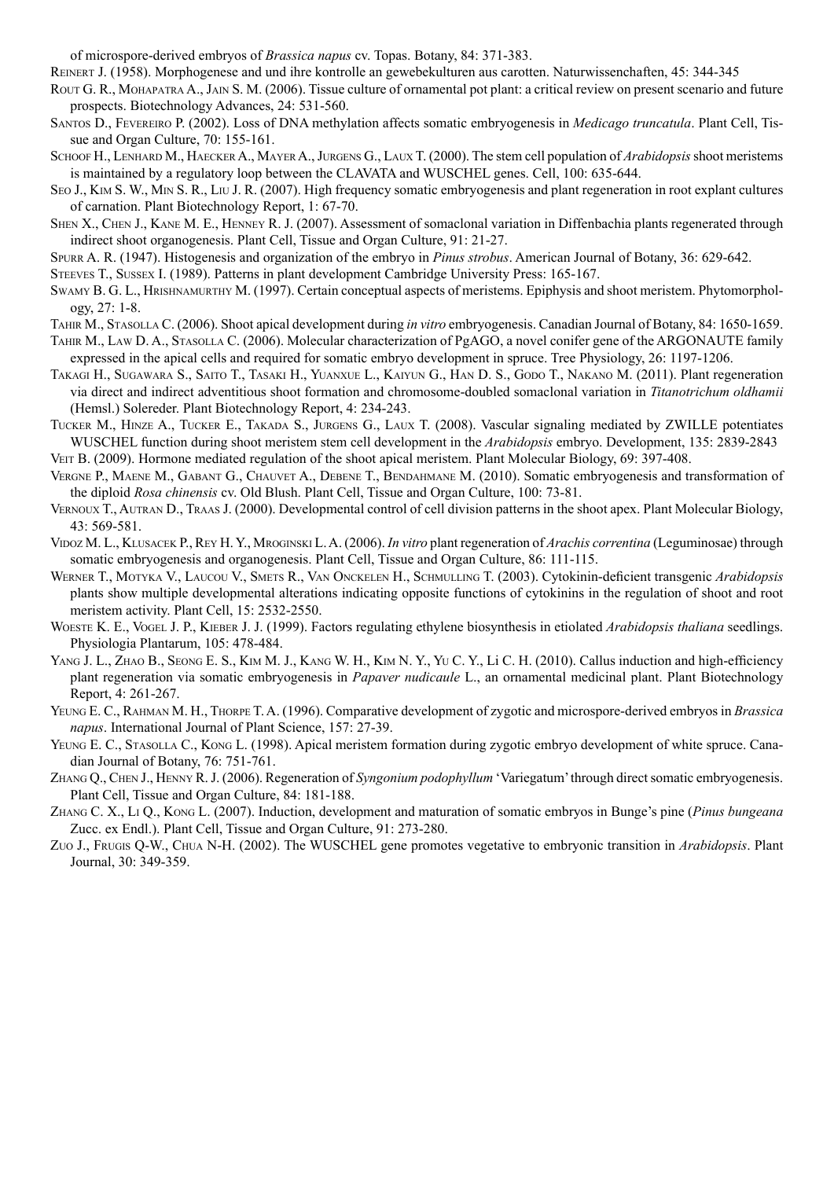of microspore-derived embryos of *Brassica napus* cv. Topas. Botany, 84: 371-383.

Reinert J. (1958). Morphogenese and und ihre kontrolle an gewebekulturen aus carotten. Naturwissenchaften, 45: 344-345

Rout G. R., Mohapatra A., Jain S. M. (2006). Tissue culture of ornamental pot plant: a critical review on present scenario and future prospects. Biotechnology Advances, 24: 531-560.

Santos D., Fevereiro P. (2002). Loss of DNA methylation affects somatic embryogenesis in *Medicago truncatula*. Plant Cell, Tissue and Organ Culture, 70: 155-161.

Schoof H., Lenhard M., Haecker A., Mayer A., Jurgens G., Laux T. (2000). The stem cell population of *Arabidopsis* shoot meristems is maintained by a regulatory loop between the CLAVATA and WUSCHEL genes. Cell, 100: 635-644.

Seo J., Kim S. W., Min S. R., Liu J. R. (2007). High frequency somatic embryogenesis and plant regeneration in root explant cultures of carnation. Plant Biotechnology Report, 1: 67-70.

Shen X., Chen J., Kane M. E., Henney R. J. (2007). Assessment of somaclonal variation in Diffenbachia plants regenerated through indirect shoot organogenesis. Plant Cell, Tissue and Organ Culture, 91: 21-27.

Spurr A. R. (1947). Histogenesis and organization of the embryo in *Pinus strobus*. American Journal of Botany, 36: 629-642.

Steeves T., Sussex I. (1989). Patterns in plant development Cambridge University Press: 165-167.

Swamy B. G. L., Hrishnamurthy M. (1997). Certain conceptual aspects of meristems. Epiphysis and shoot meristem. Phytomorphology, 27: 1-8.

Tahir M., Stasolla C. (2006). Shoot apical development during *in vitro* embryogenesis. Canadian Journal of Botany, 84: 1650-1659.

Tahir M., Law D. A., Stasolla C. (2006). Molecular characterization of PgAGO, a novel conifer gene of the ARGONAUTE family expressed in the apical cells and required for somatic embryo development in spruce. Tree Physiology, 26: 1197-1206.

Takagi H., Sugawara S., Saito T., Tasaki H., Yuanxue L., Kaiyun G., Han D. S., Godo T., Nakano M. (2011). Plant regeneration via direct and indirect adventitious shoot formation and chromosome-doubled somaclonal variation in *Titanotrichum oldhamii* (Hemsl.) Solereder. Plant Biotechnology Report, 4: 234-243.

Tucker M., Hinze A., Tucker E., Takada S., Jurgens G., Laux T. (2008). Vascular signaling mediated by ZWILLE potentiates WUSCHEL function during shoot meristem stem cell development in the *Arabidopsis* embryo. Development, 135: 2839-2843

Veit B. (2009). Hormone mediated regulation of the shoot apical meristem. Plant Molecular Biology, 69: 397-408.

Vergne P., Maene M., Gabant G., Chauvet A., Debene T., Bendahmane M. (2010). Somatic embryogenesis and transformation of the diploid *Rosa chinensis* cv. Old Blush. Plant Cell, Tissue and Organ Culture, 100: 73-81.

Vernoux T., Autran D., Traas J. (2000). Developmental control of cell division patterns in the shoot apex. Plant Molecular Biology, 43: 569-581.

Vidoz M. L., Klusacek P., Rey H. Y., Mroginski L. A. (2006). *In vitro* plant regeneration of *Arachis correntina* (Leguminosae) through somatic embryogenesis and organogenesis. Plant Cell, Tissue and Organ Culture, 86: 111-115.

Werner T., Motyka V., Laucou V., Smets R., Van Onckelen H., Schmulling T. (2003). Cytokinin-deficient transgenic *Arabidopsis* plants show multiple developmental alterations indicating opposite functions of cytokinins in the regulation of shoot and root meristem activity. Plant Cell, 15: 2532-2550.

Woeste K. E., Vogel J. P., Kieber J. J. (1999). Factors regulating ethylene biosynthesis in etiolated *Arabidopsis thaliana* seedlings. Physiologia Plantarum, 105: 478-484.

Yang J. L., Zhao B., Seong E. S., Kim M. J., Kang W. H., Kim N. Y., Yu C. Y., Li C. H. (2010). Callus induction and high-efficiency plant regeneration via somatic embryogenesis in *Papaver nudicaule* L., an ornamental medicinal plant. Plant Biotechnology Report, 4: 261-267.

Yeung E. C., Rahman M. H., Thorpe T. A. (1996). Comparative development of zygotic and microspore-derived embryos in *Brassica napus*. International Journal of Plant Science, 157: 27-39.

Yeung E. C., Stasolla C., Kong L. (1998). Apical meristem formation during zygotic embryo development of white spruce. Canadian Journal of Botany, 76: 751-761.

Zhang Q., Chen J., Henny R. J. (2006). Regeneration of *Syngonium podophyllum* 'Variegatum' through direct somatic embryogenesis. Plant Cell, Tissue and Organ Culture, 84: 181-188.

Zhang C. X., Li Q., Kong L. (2007). Induction, development and maturation of somatic embryos in Bunge's pine (*Pinus bungeana* Zucc. ex Endl.). Plant Cell, Tissue and Organ Culture, 91: 273-280.

Zuo J., Frugis Q-W., Chua N-H. (2002). The WUSCHEL gene promotes vegetative to embryonic transition in *Arabidopsis*. Plant Journal, 30: 349-359.